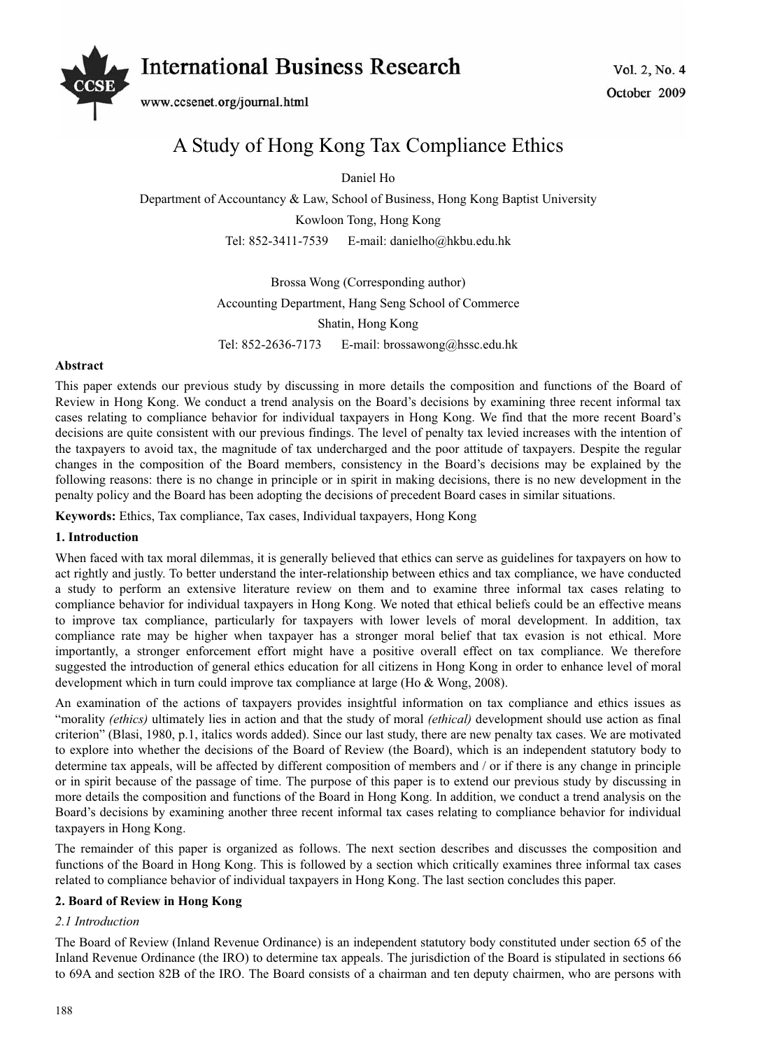# A Study of Hong Kong Tax Compliance Ethics

Daniel Ho

Department of Accountancy & Law, School of Business, Hong Kong Baptist University

Kowloon Tong, Hong Kong

Tel: 852-3411-7539 E-mail: danielho@hkbu.edu.hk

Brossa Wong (Corresponding author)

Accounting Department, Hang Seng School of Commerce

Shatin, Hong Kong

Tel: 852-2636-7173 E-mail: brossawong@hssc.edu.hk

**Abstract**

This paper extends our previous study by discussing in more details the composition and functions of the Board of Review in Hong Kong. We conduct a trend analysis on the Board's decisions by examining three recent informal tax cases relating to compliance behavior for individual taxpayers in Hong Kong. We find that the more recent Board's decisions are quite consistent with our previous findings. The level of penalty tax levied increases with the intention of the taxpayers to avoid tax, the magnitude of tax undercharged and the poor attitude of taxpayers. Despite the regular changes in the composition of the Board members, consistency in the Board's decisions may be explained by the following reasons: there is no change in principle or in spirit in making decisions, there is no new development in the penalty policy and the Board has been adopting the decisions of precedent Board cases in similar situations.

**Keywords:** Ethics, Tax compliance, Tax cases, Individual taxpayers, Hong Kong

## 1. Introduction

When faced with tax moral dilemmas, it is generally believed that ethics can serve as guidelines for taxpayers on how to act rightly and justly. To better understand the inter-relationship between ethics and tax compliance, we have conducted a study to perform an extensive literature review on them and to examine three informal tax cases relating to compliance behavior for individual taxpayers in Hong Kong. We noted that ethical beliefs could be an effective means to improve tax compliance, particularly for taxpayers with lower levels of moral development. In addition, tax compliance rate may be higher when taxpayer has a stronger moral belief that tax evasion is not ethical. More importantly, a stronger enforcement effort might have a positive overall effect on tax compliance. We therefore suggested the introduction of general ethics education for all citizens in Hong Kong in order to enhance level of moral development which in turn could improve tax compliance at large (Ho & Wong, 2008).

An examination of the actions of taxpayers provides insightful information on tax compliance and ethics issues as "morality *(ethics)* ultimately lies in action and that the study of moral *(ethical)* development should use action as final criterion" (Blasi, 1980, p.1, italics words added). Since our last study, there are new penalty tax cases. We are motivated to explore into whether the decisions of the Board of Review (the Board), which is an independent statutory body to determine tax appeals, will be affected by different composition of members and / or if there is any change in principle or in spirit because of the passage of time. The purpose of this paper is to extend our previous study by discussing in more details the composition and functions of the Board in Hong Kong. In addition, we conduct a trend analysis on the Board's decisions by examining another three recent informal tax cases relating to compliance behavior for individual taxpayers in Hong Kong.

The remainder of this paper is organized as follows. The next section describes and discusses the composition and functions of the Board in Hong Kong. This is followed by a section which critically examines three informal tax cases related to compliance behavior of individual taxpayers in Hong Kong. The last section concludes this paper.

## 2. Board of Review in Hong Kong

### *2.1 Introduction*

The Board of Review (Inland Revenue Ordinance) is an independent statutory body constituted under section 65 of the Inland Revenue Ordinance (the IRO) to determine tax appeals. The jurisdiction of the Board is stipulated in sections 66 to 69A and section 82B of the IRO. The Board consists of a chairman and ten deputy chairmen, who are persons with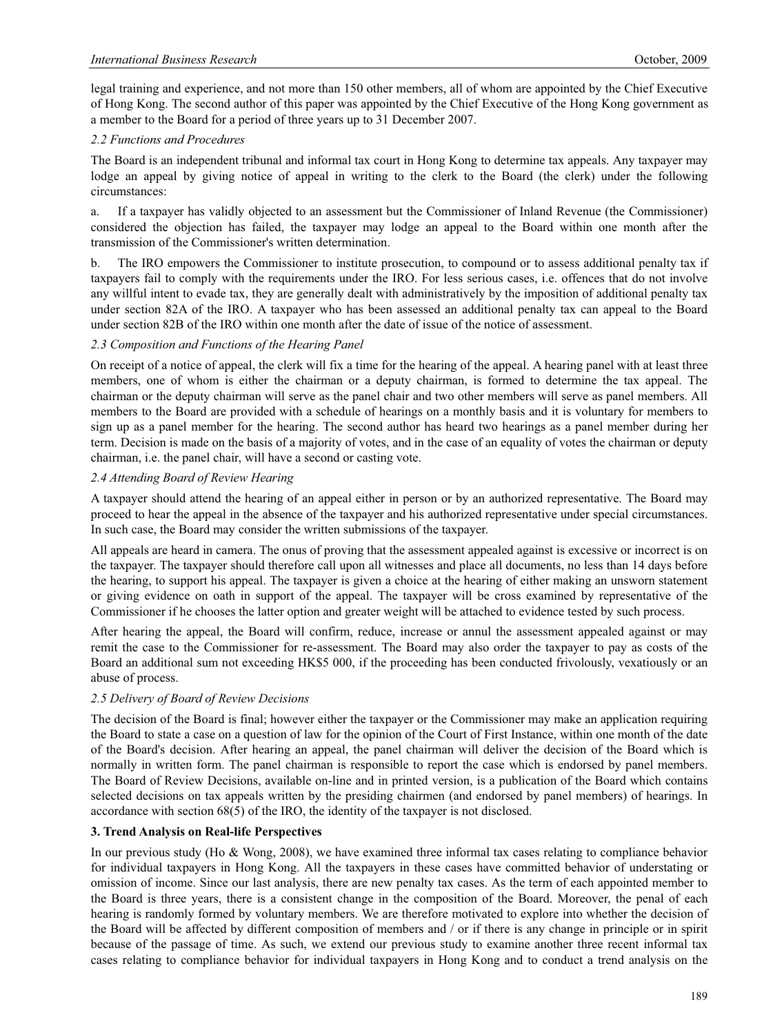legal training and experience, and not more than 150 other members, all of whom are appointed by the Chief Executive of Hong Kong. The second author of this paper was appointed by the Chief Executive of the Hong Kong government as a member to the Board for a period of three years up to 31 December 2007.

### *2.2 Functions and Procedures*

The Board is an independent tribunal and informal tax court in Hong Kong to determine tax appeals. Any taxpayer may lodge an appeal by giving notice of appeal in writing to the clerk to the Board (the clerk) under the following circumstances:

a. If a taxpayer has validly objected to an assessment but the Commissioner of Inland Revenue (the Commissioner) considered the objection has failed, the taxpayer may lodge an appeal to the Board within one month after the transmission of the Commissioner's written determination.

b. The IRO empowers the Commissioner to institute prosecution, to compound or to assess additional penalty tax if taxpayers fail to comply with the requirements under the IRO. For less serious cases, i.e. offences that do not involve any willful intent to evade tax, they are generally dealt with administratively by the imposition of additional penalty tax under section 82A of the IRO. A taxpayer who has been assessed an additional penalty tax can appeal to the Board under section 82B of the IRO within one month after the date of issue of the notice of assessment.

### *2.3 Composition and Functions of the Hearing Panel*

On receipt of a notice of appeal, the clerk will fix a time for the hearing of the appeal. A hearing panel with at least three members, one of whom is either the chairman or a deputy chairman, is formed to determine the tax appeal. The chairman or the deputy chairman will serve as the panel chair and two other members will serve as panel members. All members to the Board are provided with a schedule of hearings on a monthly basis and it is voluntary for members to sign up as a panel member for the hearing. The second author has heard two hearings as a panel member during her term. Decision is made on the basis of a majority of votes, and in the case of an equality of votes the chairman or deputy chairman, i.e. the panel chair, will have a second or casting vote.

### *2.4 Attending Board of Review Hearing*

A taxpayer should attend the hearing of an appeal either in person or by an authorized representative. The Board may proceed to hear the appeal in the absence of the taxpayer and his authorized representative under special circumstances. In such case, the Board may consider the written submissions of the taxpayer.

All appeals are heard in camera. The onus of proving that the assessment appealed against is excessive or incorrect is on the taxpayer. The taxpayer should therefore call upon all witnesses and place all documents, no less than 14 days before the hearing, to support his appeal. The taxpayer is given a choice at the hearing of either making an unsworn statement or giving evidence on oath in support of the appeal. The taxpayer will be cross examined by representative of the Commissioner if he chooses the latter option and greater weight will be attached to evidence tested by such process.

After hearing the appeal, the Board will confirm, reduce, increase or annul the assessment appealed against or may remit the case to the Commissioner for re-assessment. The Board may also order the taxpayer to pay as costs of the Board an additional sum not exceeding HK$5 000, if the proceeding has been conducted frivolously, vexatiously or an abuse of process.

### *2.5 Delivery of Board of Review Decisions*

The decision of the Board is final; however either the taxpayer or the Commissioner may make an application requiring the Board to state a case on a question of law for the opinion of the Court of First Instance, within one month of the date of the Board's decision. After hearing an appeal, the panel chairman will deliver the decision of the Board which is normally in written form. The panel chairman is responsible to report the case which is endorsed by panel members. The Board of Review Decisions, available on-line and in printed version, is a publication of the Board which contains selected decisions on tax appeals written by the presiding chairmen (and endorsed by panel members) of hearings. In accordance with section 68(5) of the IRO, the identity of the taxpayer is not disclosed.

## **3. Trend Analysis on Real-life Perspectives**

In our previous study (Ho & Wong, 2008), we have examined three informal tax cases relating to compliance behavior for individual taxpayers in Hong Kong. All the taxpayers in these cases have committed behavior of understating or omission of income. Since our last analysis, there are new penalty tax cases. As the term of each appointed member to the Board is three years, there is a consistent change in the composition of the Board. Moreover, the penal of each hearing is randomly formed by voluntary members. We are therefore motivated to explore into whether the decision of the Board will be affected by different composition of members and / or if there is any change in principle or in spirit because of the passage of time. As such, we extend our previous study to examine another three recent informal tax cases relating to compliance behavior for individual taxpayers in Hong Kong and to conduct a trend analysis on the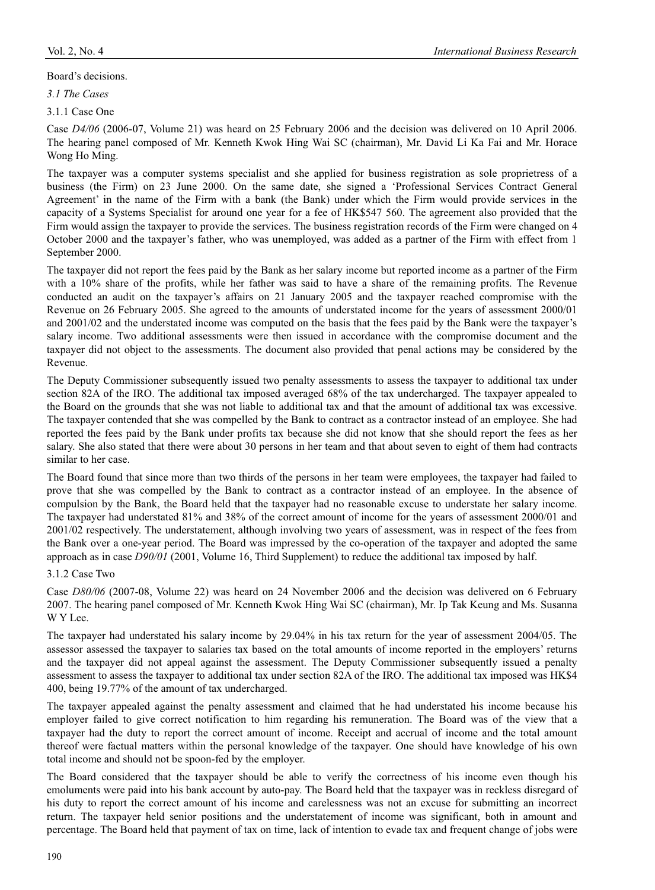Board's decisions.

### *3.1 The Cases*

#### 3.1.1 Case One

Case *D4/06* (2006-07, Volume 21) was heard on 25 February 2006 and the decision was delivered on 10 April 2006. The hearing panel composed of Mr. Kenneth Kwok Hing Wai SC (chairman), Mr. David Li Ka Fai and Mr. Horace Wong Ho Ming.

The taxpayer was a computer systems specialist and she applied for business registration as sole proprietress of a business (the Firm) on 23 June 2000. On the same date, she signed a 'Professional Services Contract General Agreement' in the name of the Firm with a bank (the Bank) under which the Firm would provide services in the capacity of a Systems Specialist for around one year for a fee of HK$547 560. The agreement also provided that the Firm would assign the taxpayer to provide the services. The business registration records of the Firm were changed on 4 October 2000 and the taxpayer's father, who was unemployed, was added as a partner of the Firm with effect from 1 September 2000.

The taxpayer did not report the fees paid by the Bank as her salary income but reported income as a partner of the Firm with a 10% share of the profits, while her father was said to have a share of the remaining profits. The Revenue conducted an audit on the taxpayer's affairs on 21 January 2005 and the taxpayer reached compromise with the Revenue on 26 February 2005. She agreed to the amounts of understated income for the years of assessment 2000/01 and 2001/02 and the understated income was computed on the basis that the fees paid by the Bank were the taxpayer's salary income. Two additional assessments were then issued in accordance with the compromise document and the taxpayer did not object to the assessments. The document also provided that penal actions may be considered by the Revenue.

The Deputy Commissioner subsequently issued two penalty assessments to assess the taxpayer to additional tax under section 82A of the IRO. The additional tax imposed averaged 68% of the tax undercharged. The taxpayer appealed to the Board on the grounds that she was not liable to additional tax and that the amount of additional tax was excessive. The taxpayer contended that she was compelled by the Bank to contract as a contractor instead of an employee. She had reported the fees paid by the Bank under profits tax because she did not know that she should report the fees as her salary. She also stated that there were about 30 persons in her team and that about seven to eight of them had contracts similar to her case.

The Board found that since more than two thirds of the persons in her team were employees, the taxpayer had failed to prove that she was compelled by the Bank to contract as a contractor instead of an employee. In the absence of compulsion by the Bank, the Board held that the taxpayer had no reasonable excuse to understate her salary income. The taxpayer had understated 81% and 38% of the correct amount of income for the years of assessment 2000/01 and 2001/02 respectively. The understatement, although involving two years of assessment, was in respect of the fees from the Bank over a one-year period. The Board was impressed by the co-operation of the taxpayer and adopted the same approach as in case *D90/01* (2001, Volume 16, Third Supplement) to reduce the additional tax imposed by half.

#### 3.1.2 Case Two

Case *D80/06* (2007-08, Volume 22) was heard on 24 November 2006 and the decision was delivered on 6 February 2007. The hearing panel composed of Mr. Kenneth Kwok Hing Wai SC (chairman), Mr. Ip Tak Keung and Ms. Susanna W Y Lee.

The taxpayer had understated his salary income by 29.04% in his tax return for the year of assessment 2004/05. The assessor assessed the taxpayer to salaries tax based on the total amounts of income reported in the employers' returns and the taxpayer did not appeal against the assessment. The Deputy Commissioner subsequently issued a penalty assessment to assess the taxpayer to additional tax under section 82A of the IRO. The additional tax imposed was HK$4 400, being 19.77% of the amount of tax undercharged.

The taxpayer appealed against the penalty assessment and claimed that he had understated his income because his employer failed to give correct notification to him regarding his remuneration. The Board was of the view that a taxpayer had the duty to report the correct amount of income. Receipt and accrual of income and the total amount thereof were factual matters within the personal knowledge of the taxpayer. One should have knowledge of his own total income and should not be spoon-fed by the employer.

The Board considered that the taxpayer should be able to verify the correctness of his income even though his emoluments were paid into his bank account by auto-pay. The Board held that the taxpayer was in reckless disregard of his duty to report the correct amount of his income and carelessness was not an excuse for submitting an incorrect return. The taxpayer held senior positions and the understatement of income was significant, both in amount and percentage. The Board held that payment of tax on time, lack of intention to evade tax and frequent change of jobs were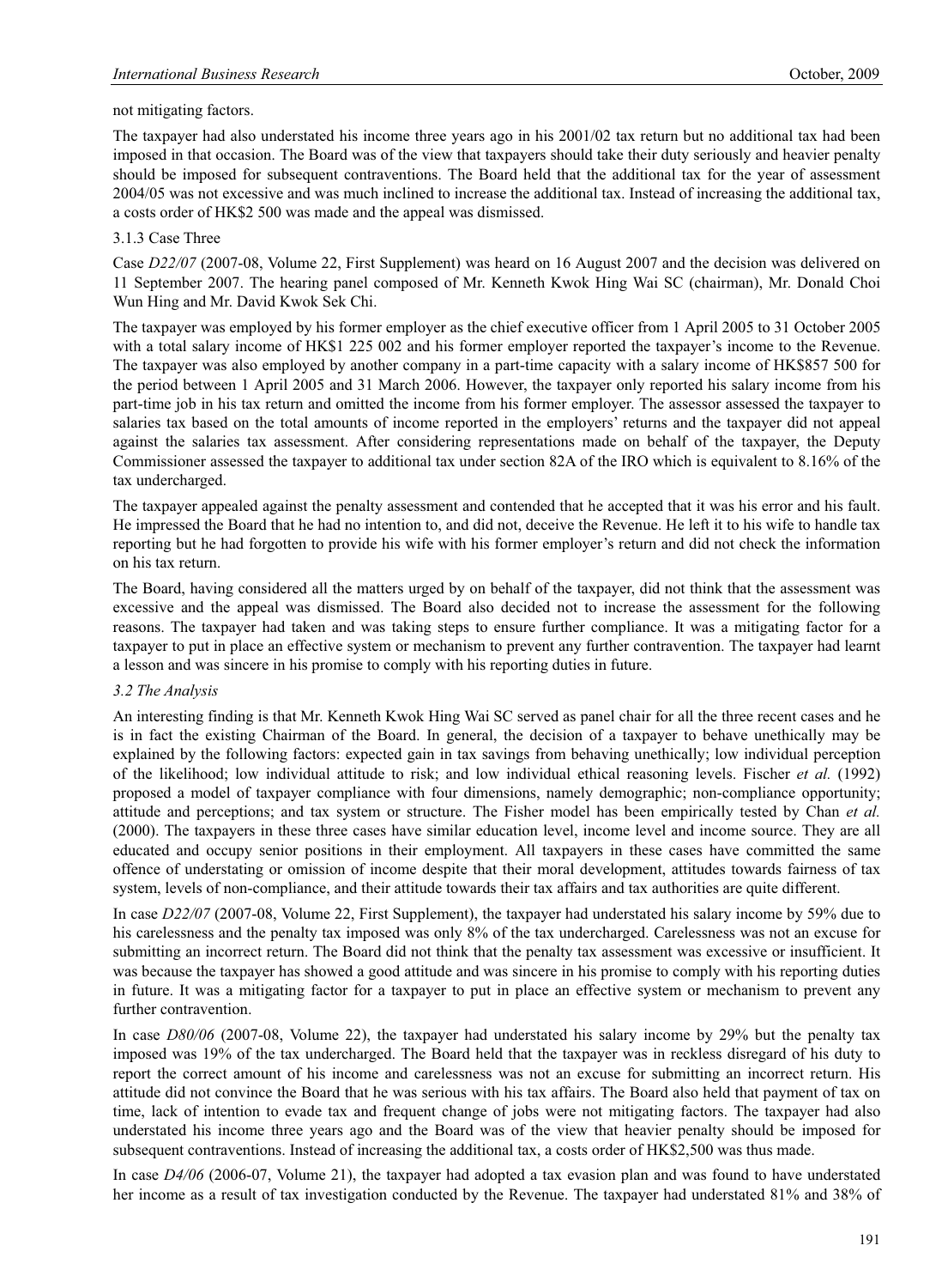not mitigating factors.

The taxpayer had also understated his income three years ago in his 2001/02 tax return but no additional tax had been imposed in that occasion. The Board was of the view that taxpayers should take their duty seriously and heavier penalty should be imposed for subsequent contraventions. The Board held that the additional tax for the year of assessment 2004/05 was not excessive and was much inclined to increase the additional tax. Instead of increasing the additional tax, a costs order of HK$2 500 was made and the appeal was dismissed.

3.1.3 Case Three

Case *D22/07* (2007-08, Volume 22, First Supplement) was heard on 16 August 2007 and the decision was delivered on 11 September 2007. The hearing panel composed of Mr. Kenneth Kwok Hing Wai SC (chairman), Mr. Donald Choi Wun Hing and Mr. David Kwok Sek Chi.

The taxpayer was employed by his former employer as the chief executive officer from 1 April 2005 to 31 October 2005 with a total salary income of HK$1 225 002 and his former employer reported the taxpayer's income to the Revenue. The taxpayer was also employed by another company in a part-time capacity with a salary income of HK$857 500 for the period between 1 April 2005 and 31 March 2006. However, the taxpayer only reported his salary income from his part-time job in his tax return and omitted the income from his former employer. The assessor assessed the taxpayer to salaries tax based on the total amounts of income reported in the employers' returns and the taxpayer did not appeal against the salaries tax assessment. After considering representations made on behalf of the taxpayer, the Deputy Commissioner assessed the taxpayer to additional tax under section 82A of the IRO which is equivalent to 8.16% of the tax undercharged.

The taxpayer appealed against the penalty assessment and contended that he accepted that it was his error and his fault. He impressed the Board that he had no intention to, and did not, deceive the Revenue. He left it to his wife to handle tax reporting but he had forgotten to provide his wife with his former employer's return and did not check the information on his tax return.

The Board, having considered all the matters urged by on behalf of the taxpayer, did not think that the assessment was excessive and the appeal was dismissed. The Board also decided not to increase the assessment for the following reasons. The taxpayer had taken and was taking steps to ensure further compliance. It was a mitigating factor for a taxpayer to put in place an effective system or mechanism to prevent any further contravention. The taxpayer had learnt a lesson and was sincere in his promise to comply with his reporting duties in future.

*3.2 The Analysis*

An interesting finding is that Mr. Kenneth Kwok Hing Wai SC served as panel chair for all the three recent cases and he is in fact the existing Chairman of the Board. In general, the decision of a taxpayer to behave unethically may be explained by the following factors: expected gain in tax savings from behaving unethically; low individual perception of the likelihood; low individual attitude to risk; and low individual ethical reasoning levels. Fischer *et al.* (1992) proposed a model of taxpayer compliance with four dimensions, namely demographic; non-compliance opportunity; attitude and perceptions; and tax system or structure. The Fisher model has been empirically tested by Chan *et al.* (2000). The taxpayers in these three cases have similar education level, income level and income source. They are all educated and occupy senior positions in their employment. All taxpayers in these cases have committed the same offence of understating or omission of income despite that their moral development, attitudes towards fairness of tax system, levels of non-compliance, and their attitude towards their tax affairs and tax authorities are quite different.

In case *D22/07* (2007-08, Volume 22, First Supplement), the taxpayer had understated his salary income by 59% due to his carelessness and the penalty tax imposed was only 8% of the tax undercharged. Carelessness was not an excuse for submitting an incorrect return. The Board did not think that the penalty tax assessment was excessive or insufficient. It was because the taxpayer has showed a good attitude and was sincere in his promise to comply with his reporting duties in future. It was a mitigating factor for a taxpayer to put in place an effective system or mechanism to prevent any further contravention.

In case *D80/06* (2007-08, Volume 22), the taxpayer had understated his salary income by 29% but the penalty tax imposed was 19% of the tax undercharged. The Board held that the taxpayer was in reckless disregard of his duty to report the correct amount of his income and carelessness was not an excuse for submitting an incorrect return. His attitude did not convince the Board that he was serious with his tax affairs. The Board also held that payment of tax on time, lack of intention to evade tax and frequent change of jobs were not mitigating factors. The taxpayer had also understated his income three years ago and the Board was of the view that heavier penalty should be imposed for subsequent contraventions. Instead of increasing the additional tax, a costs order of HK$2,500 was thus made.

In case *D4/06* (2006-07, Volume 21), the taxpayer had adopted a tax evasion plan and was found to have understated her income as a result of tax investigation conducted by the Revenue. The taxpayer had understated 81% and 38% of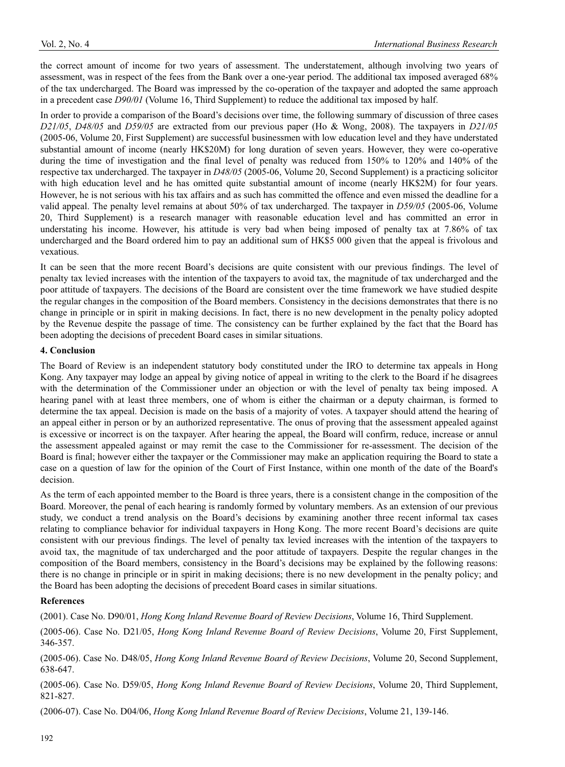the correct amount of income for two years of assessment. The understatement, although involving two years of assessment, was in respect of the fees from the Bank over a one-year period. The additional tax imposed averaged 68% of the tax undercharged. The Board was impressed by the co-operation of the taxpayer and adopted the same approach in a precedent case *D90/01* (Volume 16, Third Supplement) to reduce the additional tax imposed by half.

In order to provide a comparison of the Board's decisions over time, the following summary of discussion of three cases *D21/05*, *D48/05* and *D59/05* are extracted from our previous paper (Ho & Wong, 2008). The taxpayers in *D21/05* (2005-06, Volume 20, First Supplement) are successful businessmen with low education level and they have understated substantial amount of income (nearly HK$20M) for long duration of seven years. However, they were co-operative during the time of investigation and the final level of penalty was reduced from 150% to 120% and 140% of the respective tax undercharged. The taxpayer in *D48/05* (2005-06, Volume 20, Second Supplement) is a practicing solicitor with high education level and he has omitted quite substantial amount of income (nearly HK$2M) for four years. However, he is not serious with his tax affairs and as such has committed the offence and even missed the deadline for a valid appeal. The penalty level remains at about 50% of tax undercharged. The taxpayer in *D59/05* (2005-06, Volume 20, Third Supplement) is a research manager with reasonable education level and has committed an error in understating his income. However, his attitude is very bad when being imposed of penalty tax at 7.86% of tax undercharged and the Board ordered him to pay an additional sum of HK$5 000 given that the appeal is frivolous and vexatious.

It can be seen that the more recent Board's decisions are quite consistent with our previous findings. The level of penalty tax levied increases with the intention of the taxpayers to avoid tax, the magnitude of tax undercharged and the poor attitude of taxpayers. The decisions of the Board are consistent over the time framework we have studied despite the regular changes in the composition of the Board members. Consistency in the decisions demonstrates that there is no change in principle or in spirit in making decisions. In fact, there is no new development in the penalty policy adopted by the Revenue despite the passage of time. The consistency can be further explained by the fact that the Board has been adopting the decisions of precedent Board cases in similar situations.

## 4. Conclusion

The Board of Review is an independent statutory body constituted under the IRO to determine tax appeals in Hong Kong. Any taxpayer may lodge an appeal by giving notice of appeal in writing to the clerk to the Board if he disagrees with the determination of the Commissioner under an objection or with the level of penalty tax being imposed. A hearing panel with at least three members, one of whom is either the chairman or a deputy chairman, is formed to determine the tax appeal. Decision is made on the basis of a majority of votes. A taxpayer should attend the hearing of an appeal either in person or by an authorized representative. The onus of proving that the assessment appealed against is excessive or incorrect is on the taxpayer. After hearing the appeal, the Board will confirm, reduce, increase or annul the assessment appealed against or may remit the case to the Commissioner for re-assessment. The decision of the Board is final; however either the taxpayer or the Commissioner may make an application requiring the Board to state a case on a question of law for the opinion of the Court of First Instance, within one month of the date of the Board's decision.

As the term of each appointed member to the Board is three years, there is a consistent change in the composition of the Board. Moreover, the penal of each hearing is randomly formed by voluntary members. As an extension of our previous study, we conduct a trend analysis on the Board's decisions by examining another three recent informal tax cases relating to compliance behavior for individual taxpayers in Hong Kong. The more recent Board's decisions are quite consistent with our previous findings. The level of penalty tax levied increases with the intention of the taxpayers to avoid tax, the magnitude of tax undercharged and the poor attitude of taxpayers. Despite the regular changes in the composition of the Board members, consistency in the Board's decisions may be explained by the following reasons: there is no change in principle or in spirit in making decisions; there is no new development in the penalty policy; and the Board has been adopting the decisions of precedent Board cases in similar situations.

## References

(2001). Case No. D90/01, *Hong Kong Inland Revenue Board of Review Decisions*, Volume 16, Third Supplement.

(2005-06). Case No. D21/05, *Hong Kong Inland Revenue Board of Review Decisions*, Volume 20, First Supplement, 346-357.

(2005-06). Case No. D48/05, *Hong Kong Inland Revenue Board of Review Decisions*, Volume 20, Second Supplement, 638-647.

(2005-06). Case No. D59/05, *Hong Kong Inland Revenue Board of Review Decisions*, Volume 20, Third Supplement, 821-827.

(2006-07). Case No. D04/06, *Hong Kong Inland Revenue Board of Review Decisions*, Volume 21, 139-146.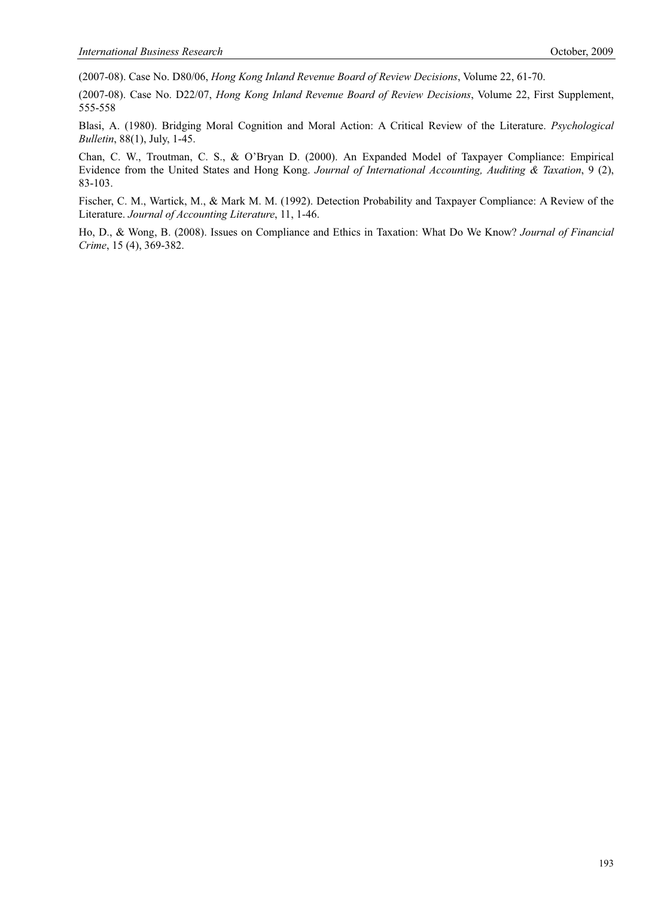(2007-08). Case No. D80/06, *Hong Kong Inland Revenue Board of Review Decisions*, Volume 22, 61-70.

(2007-08). Case No. D22/07, *Hong Kong Inland Revenue Board of Review Decisions*, Volume 22, First Supplement, 555-558

Blasi, A. (1980). Bridging Moral Cognition and Moral Action: A Critical Review of the Literature. *Psychological Bulletin*, 88(1), July, 1-45.

Chan, C. W., Troutman, C. S., & O'Bryan D. (2000). An Expanded Model of Taxpayer Compliance: Empirical Evidence from the United States and Hong Kong. *Journal of International Accounting, Auditing & Taxation*, 9 (2), 83-103.

Fischer, C. M., Wartick, M., & Mark M. M. (1992). Detection Probability and Taxpayer Compliance: A Review of the Literature. *Journal of Accounting Literature*, 11, 1-46.

Ho, D., & Wong, B. (2008). Issues on Compliance and Ethics in Taxation: What Do We Know? *Journal of Financial Crime*, 15 (4), 369-382.